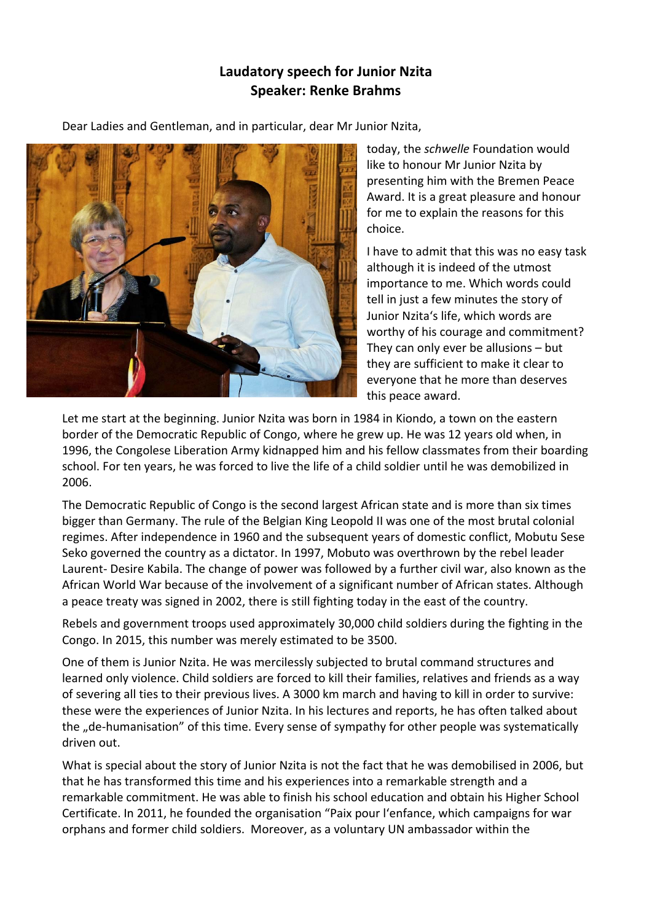**Laudatory speech for Junior Nzita**
**Speaker: Renke Brahms**

Dear Ladies and Gentleman, and in particular, dear Mr Junior Nzita,

today, the *schwelle* Foundation would like to honour Mr Junior Nzita by presenting him with the Bremen Peace Award. It is a great pleasure and honour for me to explain the reasons for this choice.

I have to admit that this was no easy task although it is indeed of the utmost importance to me. Which words could tell in just a few minutes the story of Junior Nzita's life, which words are worthy of his courage and commitment? They can only ever be allusions – but they are sufficient to make it clear to everyone that he more than deserves this peace award.

Let me start at the beginning. Junior Nzita was born in 1984 in Kiondo, a town on the eastern border of the Democratic Republic of Congo, where he grew up. He was 12 years old when, in 1996, the Congolese Liberation Army kidnapped him and his fellow classmates from their boarding school. For ten years, he was forced to live the life of a child soldier until he was demobilized in 2006.

The Democratic Republic of Congo is the second largest African state and is more than six times bigger than Germany. The rule of the Belgian King Leopold II was one of the most brutal colonial regimes. After independence in 1960 and the subsequent years of domestic conflict, Mobutu Sese Seko governed the country as a dictator. In 1997, Mobuto was overthrown by the rebel leader Laurent- Desire Kabila. The change of power was followed by a further civil war, also known as the African World War because of the involvement of a significant number of African states. Although a peace treaty was signed in 2002, there is still fighting today in the east of the country.

Rebels and government troops used approximately 30,000 child soldiers during the fighting in the Congo. In 2015, this number was merely estimated to be 3500.

One of them is Junior Nzita. He was mercilessly subjected to brutal command structures and learned only violence. Child soldiers are forced to kill their families, relatives and friends as a way of severing all ties to their previous lives. A 3000 km march and having to kill in order to survive: these were the experiences of Junior Nzita. In his lectures and reports, he has often talked about the „de-humanisation" of this time. Every sense of sympathy for other people was systematically driven out.

What is special about the story of Junior Nzita is not the fact that he was demobilised in 2006, but that he has transformed this time and his experiences into a remarkable strength and a remarkable commitment. He was able to finish his school education and obtain his Higher School Certificate. In 2011, he founded the organisation "Paix pour l'enfance, which campaigns for war orphans and former child soldiers. Moreover, as a voluntary UN ambassador within the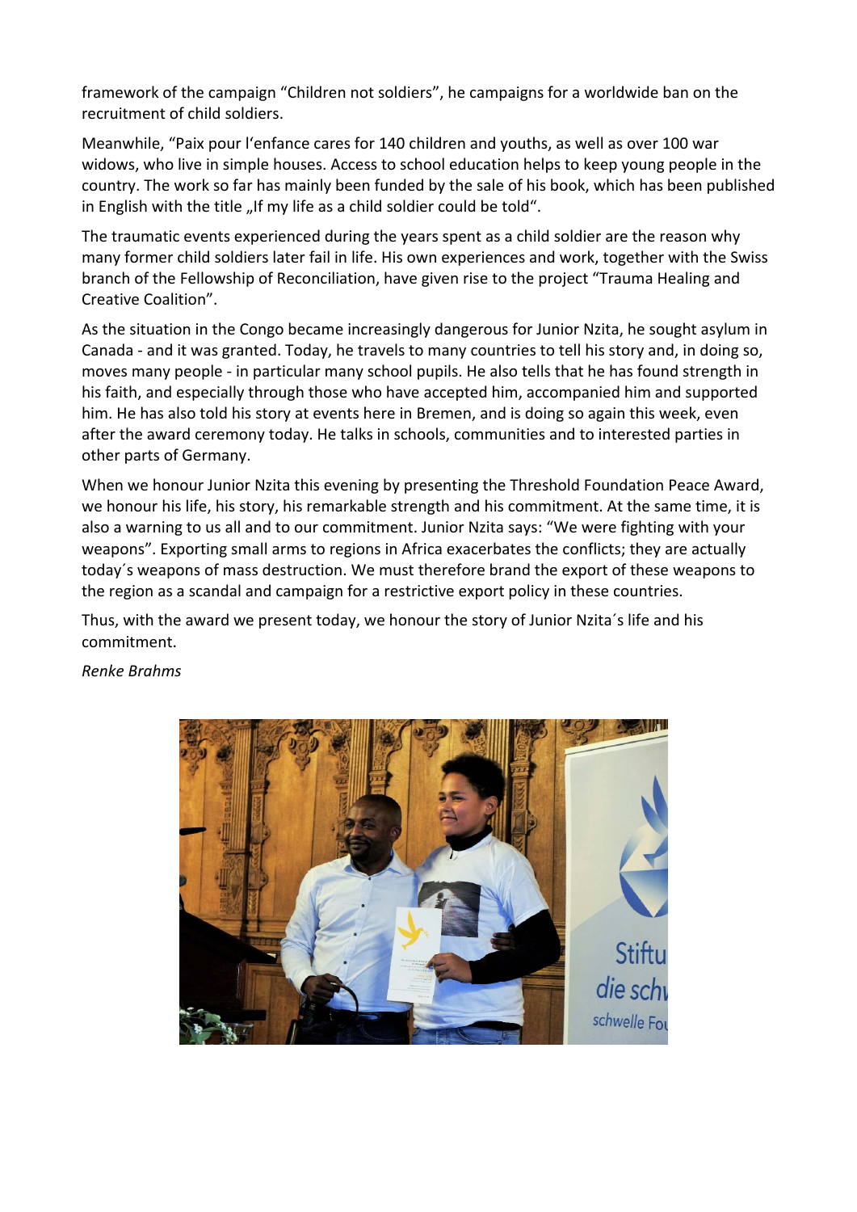framework of the campaign “Children not soldiers”, he campaigns for a worldwide ban on the recruitment of child soldiers.

Meanwhile, “Paix pour l‘enfance cares for 140 children and youths, as well as over 100 war widows, who live in simple houses. Access to school education helps to keep young people in the country. The work so far has mainly been funded by the sale of his book, which has been published in English with the title „If my life as a child soldier could be told“.

The traumatic events experienced during the years spent as a child soldier are the reason why many former child soldiers later fail in life. His own experiences and work, together with the Swiss branch of the Fellowship of Reconciliation, have given rise to the project “Trauma Healing and Creative Coalition”.

As the situation in the Congo became increasingly dangerous for Junior Nzita, he sought asylum in Canada - and it was granted. Today, he travels to many countries to tell his story and, in doing so, moves many people - in particular many school pupils. He also tells that he has found strength in his faith, and especially through those who have accepted him, accompanied him and supported him. He has also told his story at events here in Bremen, and is doing so again this week, even after the award ceremony today. He talks in schools, communities and to interested parties in other parts of Germany.

When we honour Junior Nzita this evening by presenting the Threshold Foundation Peace Award, we honour his life, his story, his remarkable strength and his commitment. At the same time, it is also a warning to us all and to our commitment. Junior Nzita says: “We were fighting with your weapons”. Exporting small arms to regions in Africa exacerbates the conflicts; they are actually today´s weapons of mass destruction. We must therefore brand the export of these weapons to the region as a scandal and campaign for a restrictive export policy in these countries.

Thus, with the award we present today, we honour the story of Junior Nzita´s life and his commitment.

*Renke Brahms*